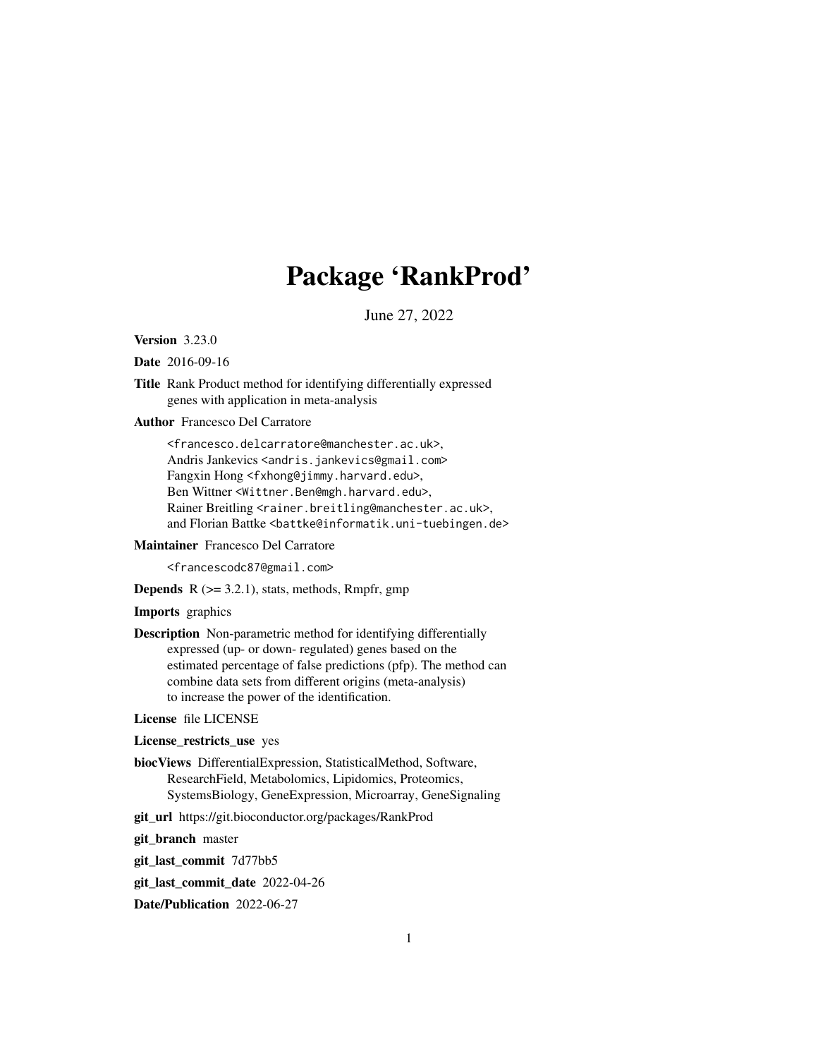# Package 'RankProd'

June 27, 2022

**Version** 3.23.0

**Date** 2016-09-16

**Title** Rank Product method for identifying differentially expressed genes with application in meta-analysis

**Author** Francesco Del Carratore

<francesco.delcarratore@manchester.ac.uk>,
Andris Jankevics <andris.jankevics@gmail.com>
Fangxin Hong <fxhong@jimmy.harvard.edu>,
Ben Wittner <Wittner.Ben@mgh.harvard.edu>,
Rainer Breitling <rainer.breitling@manchester.ac.uk>,
and Florian Battke <battke@informatik.uni-tuebingen.de>

**Maintainer** Francesco Del Carratore

<francescodc87@gmail.com>

**Depends** R (>= 3.2.1), stats, methods, Rmpfr, gmp

**Imports** graphics

**Description** Non-parametric method for identifying differentially expressed (up- or down- regulated) genes based on the estimated percentage of false predictions (pfp). The method can combine data sets from different origins (meta-analysis) to increase the power of the identification.

**License** file LICENSE

**License_restricts_use** yes

**biocViews** DifferentialExpression, StatisticalMethod, Software, ResearchField, Metabolomics, Lipidomics, Proteomics, SystemsBiology, GeneExpression, Microarray, GeneSignaling

**git_url** https://git.bioconductor.org/packages/RankProd

**git_branch** master

**git_last_commit** 7d77bb5

**git_last_commit_date** 2022-04-26

**Date/Publication** 2022-06-27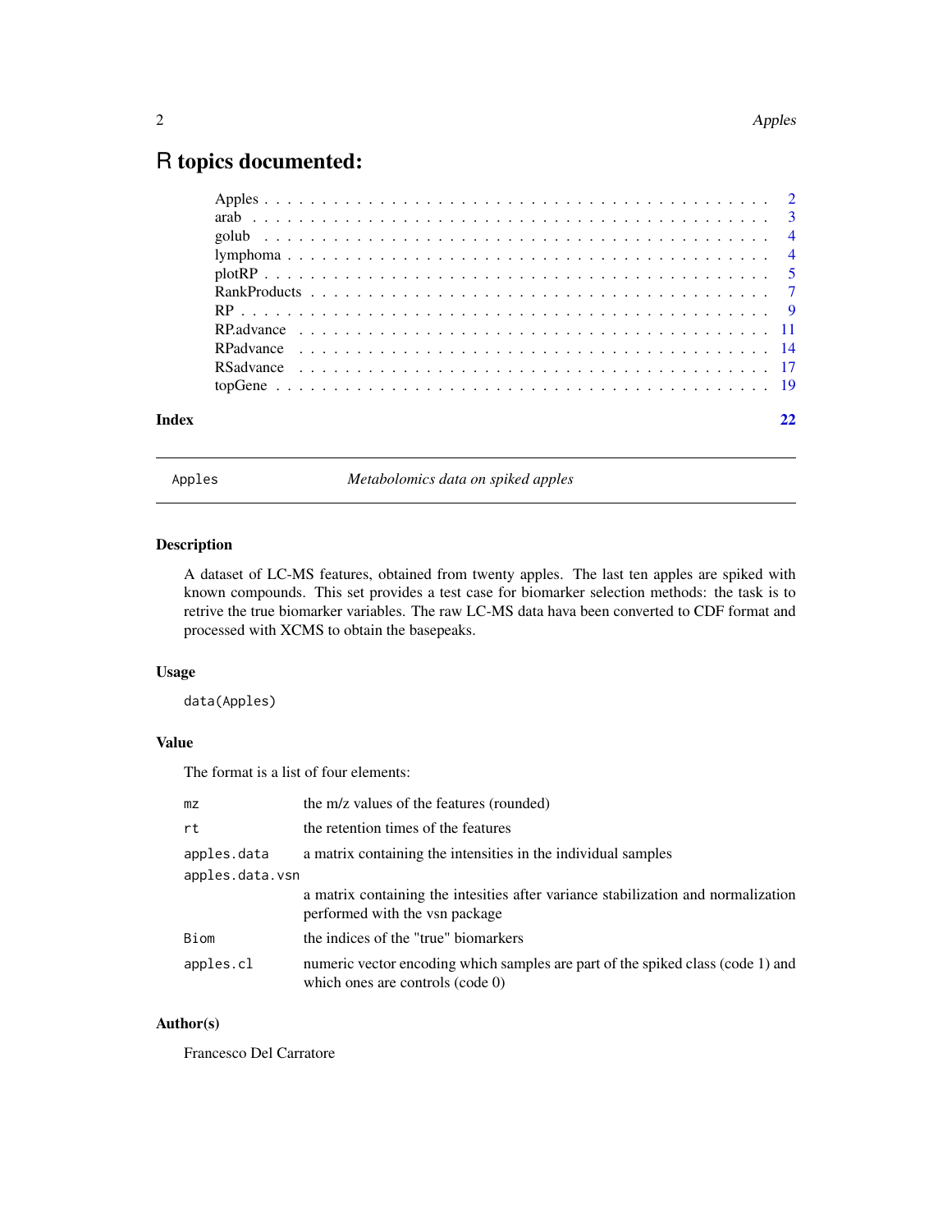# R topics documented:

| | |
|---|---|
| Apples | 2 |
| arab | 3 |
| golub | 4 |
| lymphoma | 4 |
| plotRP | 5 |
| RankProducts | 7 |
| RP | 9 |
| RP.advance | 11 |
| RPadvance | 14 |
| RSadvance | 17 |
| topGene | 19 |

**Index** 22

---

`Apples` *Metabolomics data on spiked apples*

---

## Description

A dataset of LC-MS features, obtained from twenty apples. The last ten apples are spiked with known compounds. This set provides a test case for biomarker selection methods: the task is to retrive the true biomarker variables. The raw LC-MS data hava been converted to CDF format and processed with XCMS to obtain the basepeaks.

## Usage

```
data(Apples)
```

## Value

The format is a list of four elements:

| | |
|---|---|
| `mz` | the m/z values of the features (rounded) |
| `rt` | the retention times of the features |
| `apples.data` | a matrix containing the intensities in the individual samples |
| `apples.data.vsn` | a matrix containing the intesities after variance stabilization and normalization performed with the vsn package |
| `Biom` | the indices of the "true" biomarkers |
| `apples.cl` | numeric vector encoding which samples are part of the spiked class (code 1) and which ones are controls (code 0) |

## Author(s)

Francesco Del Carratore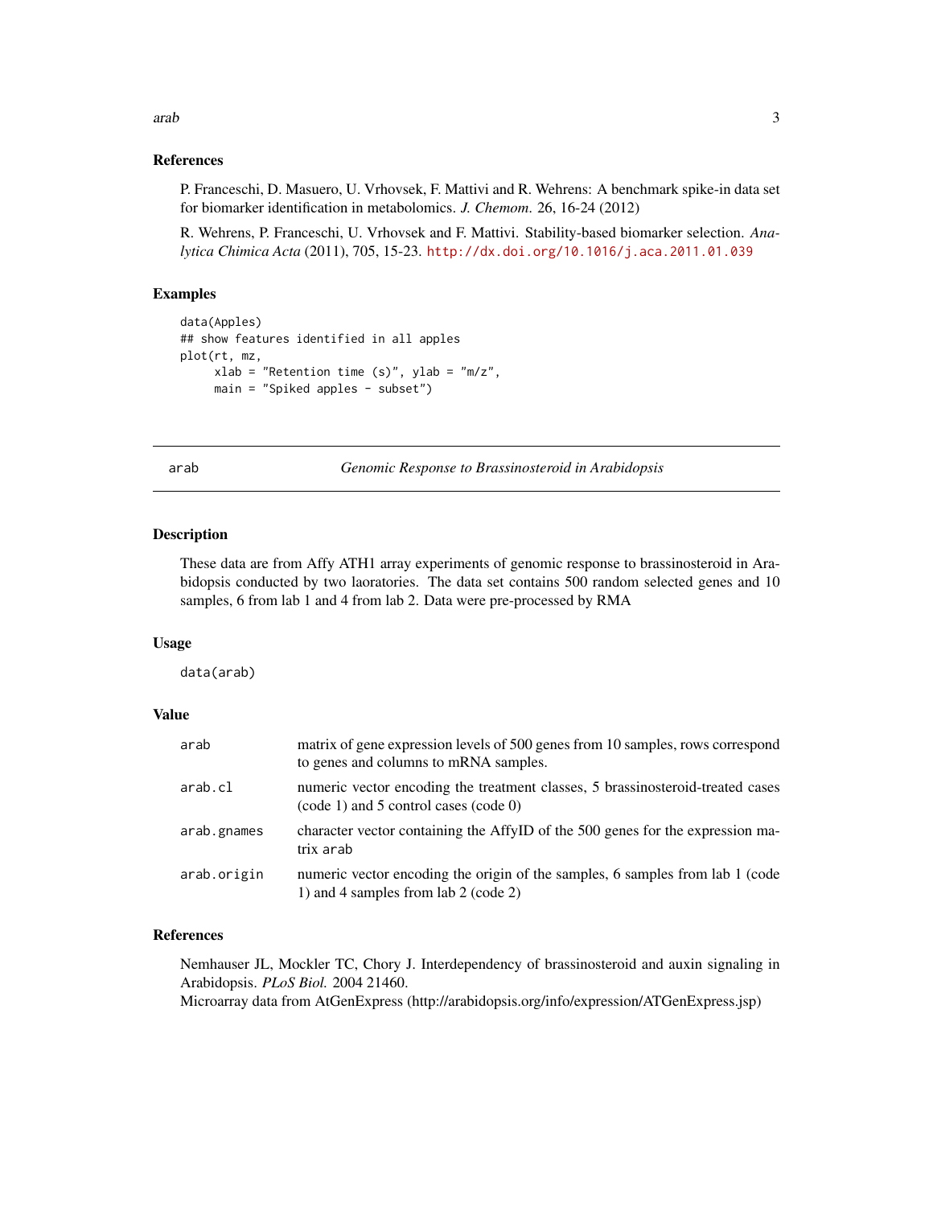### References

P. Franceschi, D. Masuero, U. Vrhovsek, F. Mattivi and R. Wehrens: A benchmark spike-in data set for biomarker identification in metabolomics. *J. Chemom.* 26, 16-24 (2012)

R. Wehrens, P. Franceschi, U. Vrhovsek and F. Mattivi. Stability-based biomarker selection. *Analytica Chimica Acta* (2011), 705, 15-23. http://dx.doi.org/10.1016/j.aca.2011.01.039

### Examples

```
data(Apples)
## show features identified in all apples
plot(rt, mz,
     xlab = "Retention time (s)", ylab = "m/z",
     main = "Spiked apples - subset")
```

---

## arab — *Genomic Response to Brassinosteroid in Arabidopsis*

### Description

These data are from Affy ATH1 array experiments of genomic response to brassinosteroid in Arabidopsis conducted by two laoratories. The data set contains 500 random selected genes and 10 samples, 6 from lab 1 and 4 from lab 2. Data were pre-processed by RMA

### Usage

```
data(arab)
```

### Value

| | |
|---|---|
| `arab` | matrix of gene expression levels of 500 genes from 10 samples, rows correspond to genes and columns to mRNA samples. |
| `arab.cl` | numeric vector encoding the treatment classes, 5 brassinosteroid-treated cases (code 1) and 5 control cases (code 0) |
| `arab.gnames` | character vector containing the AffyID of the 500 genes for the expression matrix `arab` |
| `arab.origin` | numeric vector encoding the origin of the samples, 6 samples from lab 1 (code 1) and 4 samples from lab 2 (code 2) |

### References

Nemhauser JL, Mockler TC, Chory J. Interdependency of brassinosteroid and auxin signaling in Arabidopsis. *PLoS Biol.* 2004 21460.
Microarray data from AtGenExpress (http://arabidopsis.org/info/expression/ATGenExpress.jsp)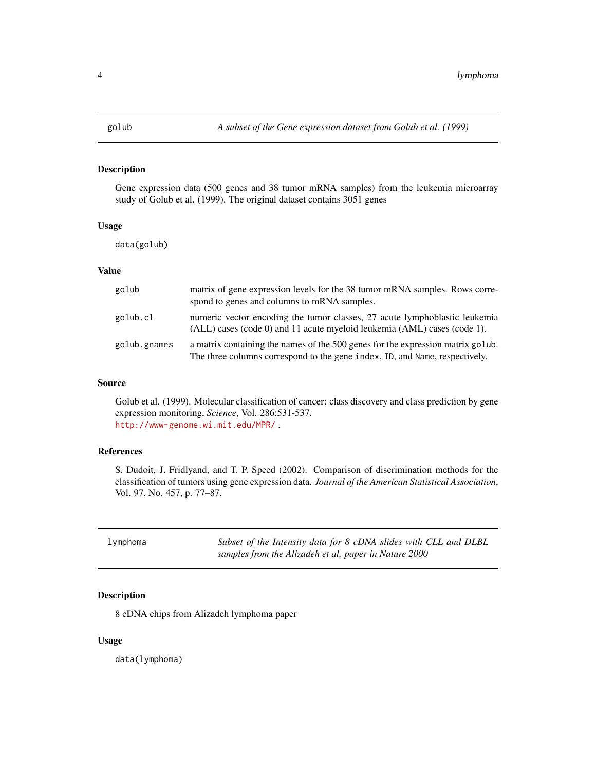## golub — *A subset of the Gene expression dataset from Golub et al. (1999)*

### Description

Gene expression data (500 genes and 38 tumor mRNA samples) from the leukemia microarray study of Golub et al. (1999). The original dataset contains 3051 genes

### Usage

```
data(golub)
```

### Value

| | |
|---|---|
| `golub` | matrix of gene expression levels for the 38 tumor mRNA samples. Rows correspond to genes and columns to mRNA samples. |
| `golub.cl` | numeric vector encoding the tumor classes, 27 acute lymphoblastic leukemia (ALL) cases (code 0) and 11 acute myeloid leukemia (AML) cases (code 1). |
| `golub.gnames` | a matrix containing the names of the 500 genes for the expression matrix `golub`. The three columns correspond to the gene `index`, `ID`, and `Name`, respectively. |

### Source

Golub et al. (1999). Molecular classification of cancer: class discovery and class prediction by gene expression monitoring, *Science*, Vol. 286:531-537.
http://www-genome.wi.mit.edu/MPR/ .

### References

S. Dudoit, J. Fridlyand, and T. P. Speed (2002). Comparison of discrimination methods for the classification of tumors using gene expression data. *Journal of the American Statistical Association*, Vol. 97, No. 457, p. 77–87.

## lymphoma — *Subset of the Intensity data for 8 cDNA slides with CLL and DLBL samples from the Alizadeh et al. paper in Nature 2000*

### Description

8 cDNA chips from Alizadeh lymphoma paper

### Usage

```
data(lymphoma)
```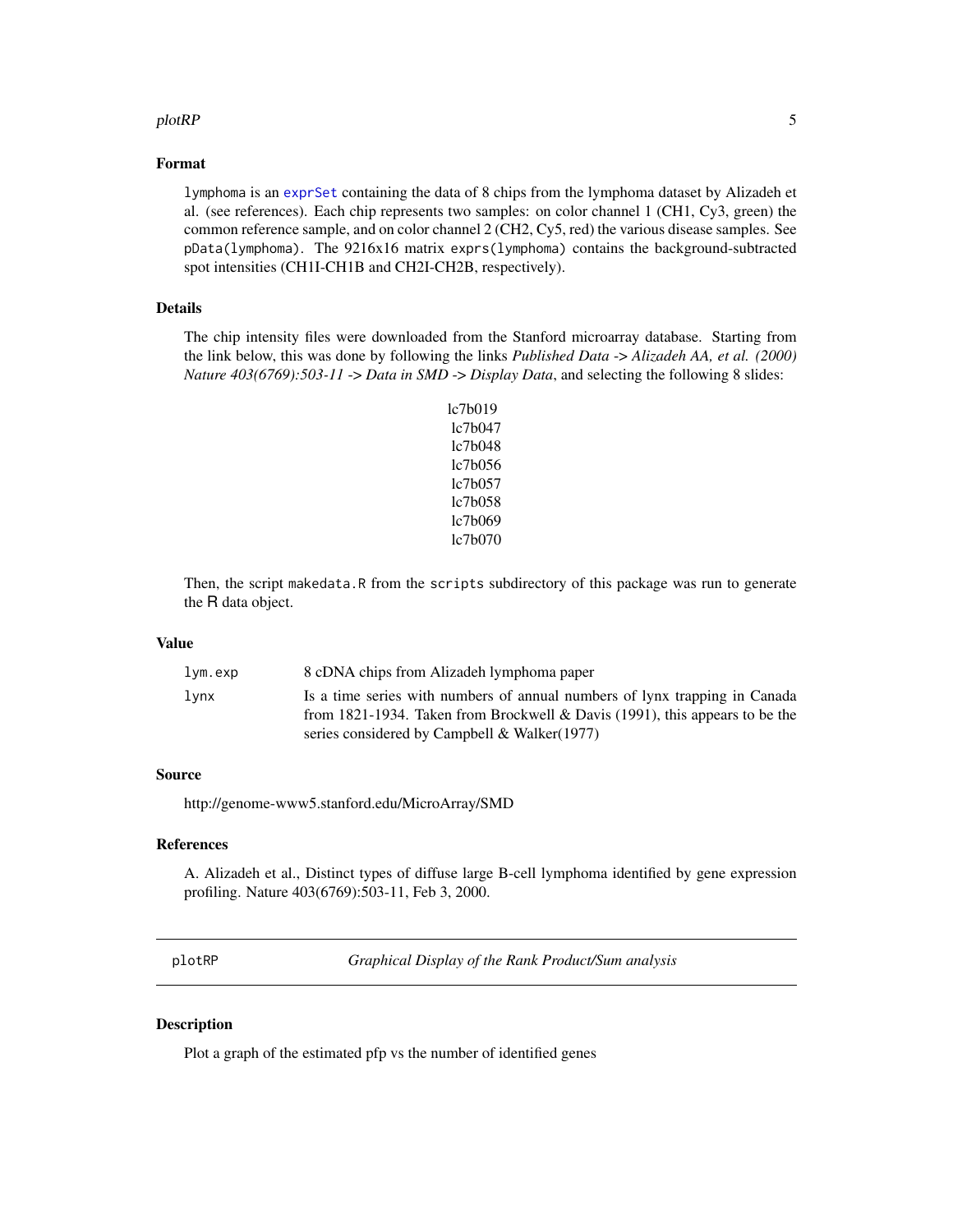### Format

`lymphoma` is an `exprSet` containing the data of 8 chips from the lymphoma dataset by Alizadeh et al. (see references). Each chip represents two samples: on color channel 1 (CH1, Cy3, green) the common reference sample, and on color channel 2 (CH2, Cy5, red) the various disease samples. See `pData(lymphoma)`. The 9216x16 matrix `exprs(lymphoma)` contains the background-subtracted spot intensities (CH1I-CH1B and CH2I-CH2B, respectively).

### Details

The chip intensity files were downloaded from the Stanford microarray database. Starting from the link below, this was done by following the links *Published Data -> Alizadeh AA, et al. (2000) Nature 403(6769):503-11 -> Data in SMD -> Display Data*, and selecting the following 8 slides:

lc7b019
lc7b047
lc7b048
lc7b056
lc7b057
lc7b058
lc7b069
lc7b070

Then, the script `makedata.R` from the `scripts` subdirectory of this package was run to generate the R data object.

### Value

| | |
|---|---|
| `lym.exp` | 8 cDNA chips from Alizadeh lymphoma paper |
| `lynx` | Is a time series with numbers of annual numbers of lynx trapping in Canada from 1821-1934. Taken from Brockwell & Davis (1991), this appears to be the series considered by Campbell & Walker(1977) |

### Source

http://genome-www5.stanford.edu/MicroArray/SMD

### References

A. Alizadeh et al., Distinct types of diffuse large B-cell lymphoma identified by gene expression profiling. Nature 403(6769):503-11, Feb 3, 2000.

---

## plotRP — *Graphical Display of the Rank Product/Sum analysis*

---

### Description

Plot a graph of the estimated pfp vs the number of identified genes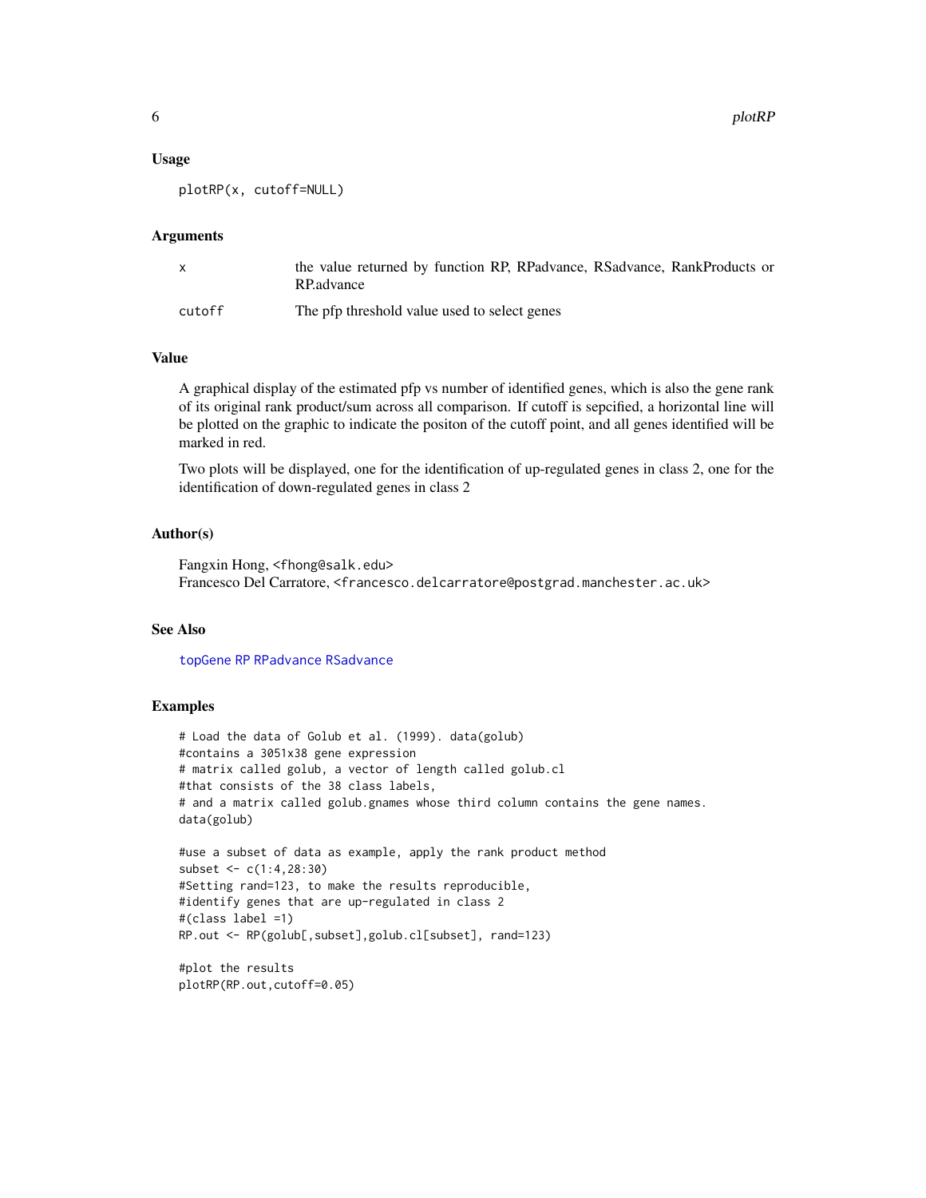### Usage

```
plotRP(x, cutoff=NULL)
```

### Arguments

| | |
|---|---|
| x | the value returned by function RP, RPadvance, RSadvance, RankProducts or RP.advance |
| cutoff | The pfp threshold value used to select genes |

### Value

A graphical display of the estimated pfp vs number of identified genes, which is also the gene rank of its original rank product/sum across all comparison. If cutoff is sepcified, a horizontal line will be plotted on the graphic to indicate the positon of the cutoff point, and all genes identified will be marked in red.

Two plots will be displayed, one for the identification of up-regulated genes in class 2, one for the identification of down-regulated genes in class 2

### Author(s)

Fangxin Hong, <fhong@salk.edu>
Francesco Del Carratore, <francesco.delcarratore@postgrad.manchester.ac.uk>

### See Also

topGene RP RPadvance RSadvance

### Examples

```
# Load the data of Golub et al. (1999). data(golub)
#contains a 3051x38 gene expression
# matrix called golub, a vector of length called golub.cl
#that consists of the 38 class labels,
# and a matrix called golub.gnames whose third column contains the gene names.
data(golub)

#use a subset of data as example, apply the rank product method
subset <- c(1:4,28:30)
#Setting rand=123, to make the results reproducible,
#identify genes that are up-regulated in class 2
#(class label =1)
RP.out <- RP(golub[,subset],golub.cl[subset], rand=123)

#plot the results
plotRP(RP.out,cutoff=0.05)
```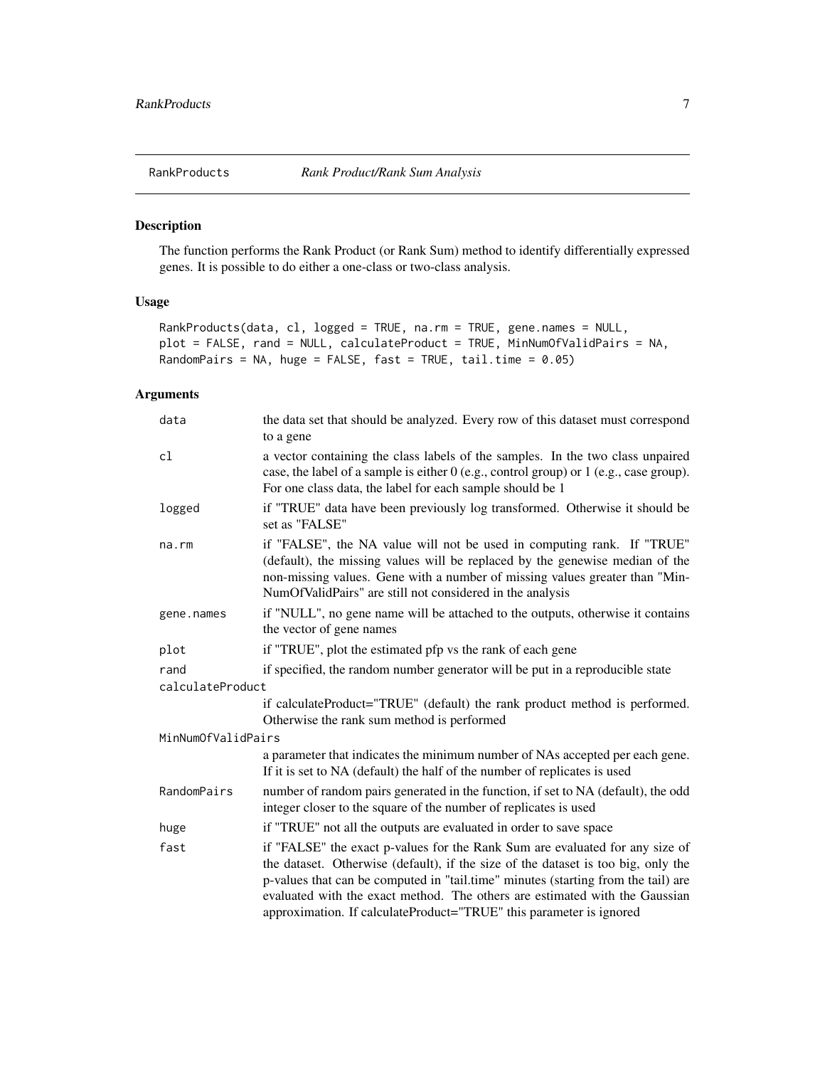## RankProducts — *Rank Product/Rank Sum Analysis*

### Description

The function performs the Rank Product (or Rank Sum) method to identify differentially expressed genes. It is possible to do either a one-class or two-class analysis.

### Usage

```
RankProducts(data, cl, logged = TRUE, na.rm = TRUE, gene.names = NULL,
plot = FALSE, rand = NULL, calculateProduct = TRUE, MinNumOfValidPairs = NA,
RandomPairs = NA, huge = FALSE, fast = TRUE, tail.time = 0.05)
```

### Arguments

| Argument | Description |
|---|---|
| `data` | the data set that should be analyzed. Every row of this dataset must correspond to a gene |
| `cl` | a vector containing the class labels of the samples. In the two class unpaired case, the label of a sample is either 0 (e.g., control group) or 1 (e.g., case group). For one class data, the label for each sample should be 1 |
| `logged` | if "TRUE" data have been previously log transformed. Otherwise it should be set as "FALSE" |
| `na.rm` | if "FALSE", the NA value will not be used in computing rank. If "TRUE" (default), the missing values will be replaced by the genewise median of the non-missing values. Gene with a number of missing values greater than "MinNumOfValidPairs" are still not considered in the analysis |
| `gene.names` | if "NULL", no gene name will be attached to the outputs, otherwise it contains the vector of gene names |
| `plot` | if "TRUE", plot the estimated pfp vs the rank of each gene |
| `rand` | if specified, the random number generator will be put in a reproducible state |
| `calculateProduct` | if calculateProduct="TRUE" (default) the rank product method is performed. Otherwise the rank sum method is performed |
| `MinNumOfValidPairs` | a parameter that indicates the minimum number of NAs accepted per each gene. If it is set to NA (default) the half of the number of replicates is used |
| `RandomPairs` | number of random pairs generated in the function, if set to NA (default), the odd integer closer to the square of the number of replicates is used |
| `huge` | if "TRUE" not all the outputs are evaluated in order to save space |
| `fast` | if "FALSE" the exact p-values for the Rank Sum are evaluated for any size of the dataset. Otherwise (default), if the size of the dataset is too big, only the p-values that can be computed in "tail.time" minutes (starting from the tail) are evaluated with the exact method. The others are estimated with the Gaussian approximation. If calculateProduct="TRUE" this parameter is ignored |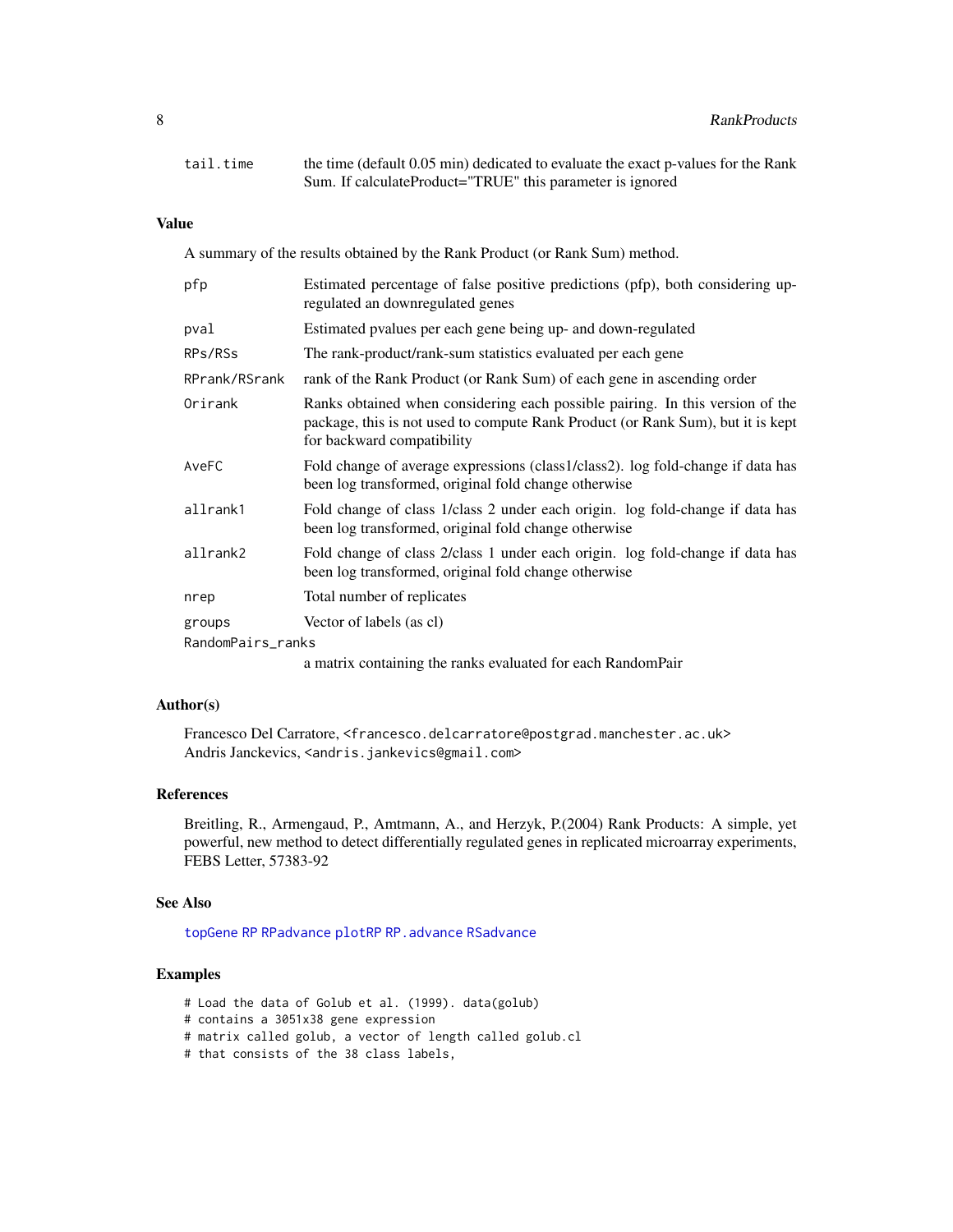| | |
|---|---|
| `tail.time` | the time (default 0.05 min) dedicated to evaluate the exact p-values for the Rank Sum. If calculateProduct="TRUE" this parameter is ignored |

## Value

A summary of the results obtained by the Rank Product (or Rank Sum) method.

| | |
|---|---|
| `pfp` | Estimated percentage of false positive predictions (pfp), both considering up-regulated an downregulated genes |
| `pval` | Estimated pvalues per each gene being up- and down-regulated |
| `RPs/RSs` | The rank-product/rank-sum statistics evaluated per each gene |
| `RPrank/RSrank` | rank of the Rank Product (or Rank Sum) of each gene in ascending order |
| `Orirank` | Ranks obtained when considering each possible pairing. In this version of the package, this is not used to compute Rank Product (or Rank Sum), but it is kept for backward compatibility |
| `AveFC` | Fold change of average expressions (class1/class2). log fold-change if data has been log transformed, original fold change otherwise |
| `allrank1` | Fold change of class 1/class 2 under each origin. log fold-change if data has been log transformed, original fold change otherwise |
| `allrank2` | Fold change of class 2/class 1 under each origin. log fold-change if data has been log transformed, original fold change otherwise |
| `nrep` | Total number of replicates |
| `groups` | Vector of labels (as cl) |
| `RandomPairs_ranks` | a matrix containing the ranks evaluated for each RandomPair |

## Author(s)

Francesco Del Carratore, <francesco.delcarratore@postgrad.manchester.ac.uk>
Andris Janckevics, <andris.jankevics@gmail.com>

## References

Breitling, R., Armengaud, P., Amtmann, A., and Herzyk, P.(2004) Rank Products: A simple, yet powerful, new method to detect differentially regulated genes in replicated microarray experiments, FEBS Letter, 57383-92

## See Also

`topGene` `RP` `RPadvance` `plotRP` `RP.advance` `RSadvance`

## Examples

```
# Load the data of Golub et al. (1999). data(golub)
# contains a 3051x38 gene expression
# matrix called golub, a vector of length called golub.cl
# that consists of the 38 class labels,
```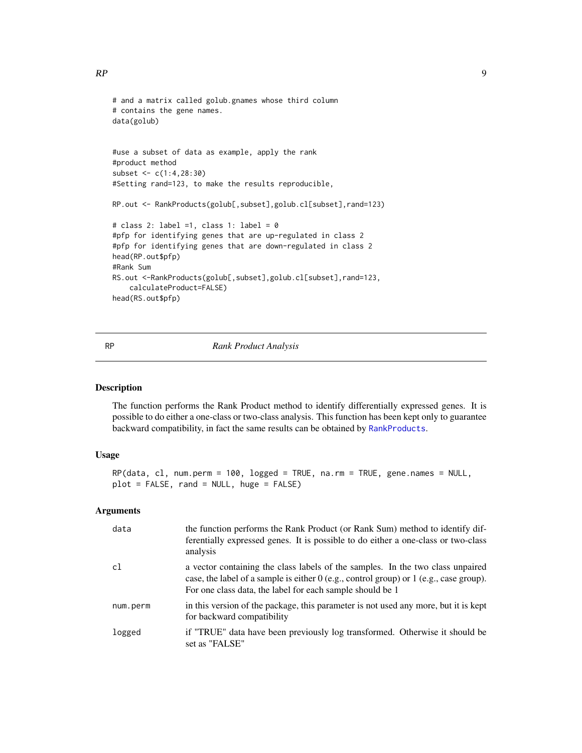```
# and a matrix called golub.gnames whose third column
# contains the gene names.
data(golub)


#use a subset of data as example, apply the rank
#product method
subset <- c(1:4,28:30)
#Setting rand=123, to make the results reproducible,

RP.out <- RankProducts(golub[,subset],golub.cl[subset],rand=123)

# class 2: label =1, class 1: label = 0
#pfp for identifying genes that are up-regulated in class 2
#pfp for identifying genes that are down-regulated in class 2
head(RP.out$pfp)
#Rank Sum
RS.out <-RankProducts(golub[,subset],golub.cl[subset],rand=123,
    calculateProduct=FALSE)
head(RS.out$pfp)
```

# RP *Rank Product Analysis*

## Description

The function performs the Rank Product method to identify differentially expressed genes. It is possible to do either a one-class or two-class analysis. This function has been kept only to guarantee backward compatibility, in fact the same results can be obtained by `RankProducts`.

## Usage

```
RP(data, cl, num.perm = 100, logged = TRUE, na.rm = TRUE, gene.names = NULL,
plot = FALSE, rand = NULL, huge = FALSE)
```

## Arguments

| | |
|---|---|
| `data` | the function performs the Rank Product (or Rank Sum) method to identify differentially expressed genes. It is possible to do either a one-class or two-class analysis |
| `cl` | a vector containing the class labels of the samples. In the two class unpaired case, the label of a sample is either 0 (e.g., control group) or 1 (e.g., case group). For one class data, the label for each sample should be 1 |
| `num.perm` | in this version of the package, this parameter is not used any more, but it is kept for backward compatibility |
| `logged` | if "TRUE" data have been previously log transformed. Otherwise it should be set as "FALSE" |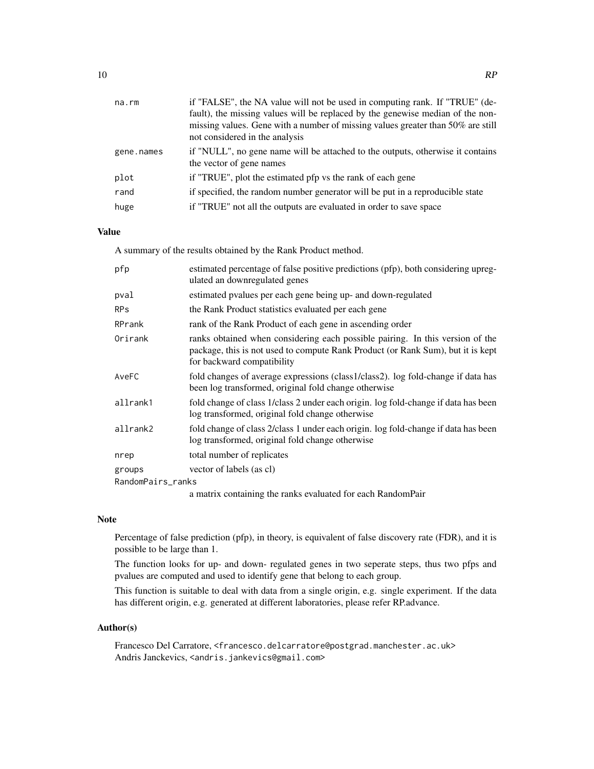| | |
|---|---|
| na.rm | if "FALSE", the NA value will not be used in computing rank. If "TRUE" (default), the missing values will be replaced by the genewise median of the non-missing values. Gene with a number of missing values greater than 50% are still not considered in the analysis |
| gene.names | if "NULL", no gene name will be attached to the outputs, otherwise it contains the vector of gene names |
| plot | if "TRUE", plot the estimated pfp vs the rank of each gene |
| rand | if specified, the random number generator will be put in a reproducible state |
| huge | if "TRUE" not all the outputs are evaluated in order to save space |

## Value

A summary of the results obtained by the Rank Product method.

| | |
|---|---|
| pfp | estimated percentage of false positive predictions (pfp), both considering upregulated an downregulated genes |
| pval | estimated pvalues per each gene being up- and down-regulated |
| RPs | the Rank Product statistics evaluated per each gene |
| RPrank | rank of the Rank Product of each gene in ascending order |
| Orirank | ranks obtained when considering each possible pairing. In this version of the package, this is not used to compute Rank Product (or Rank Sum), but it is kept for backward compatibility |
| AveFC | fold changes of average expressions (class1/class2). log fold-change if data has been log transformed, original fold change otherwise |
| allrank1 | fold change of class 1/class 2 under each origin. log fold-change if data has been log transformed, original fold change otherwise |
| allrank2 | fold change of class 2/class 1 under each origin. log fold-change if data has been log transformed, original fold change otherwise |
| nrep | total number of replicates |
| groups | vector of labels (as cl) |
| RandomPairs_ranks | a matrix containing the ranks evaluated for each RandomPair |

## Note

Percentage of false prediction (pfp), in theory, is equivalent of false discovery rate (FDR), and it is possible to be large than 1.

The function looks for up- and down- regulated genes in two seperate steps, thus two pfps and pvalues are computed and used to identify gene that belong to each group.

This function is suitable to deal with data from a single origin, e.g. single experiment. If the data has different origin, e.g. generated at different laboratories, please refer RP.advance.

## Author(s)

Francesco Del Carratore, <francesco.delcarratore@postgrad.manchester.ac.uk>
Andris Janckevics, <andris.jankevics@gmail.com>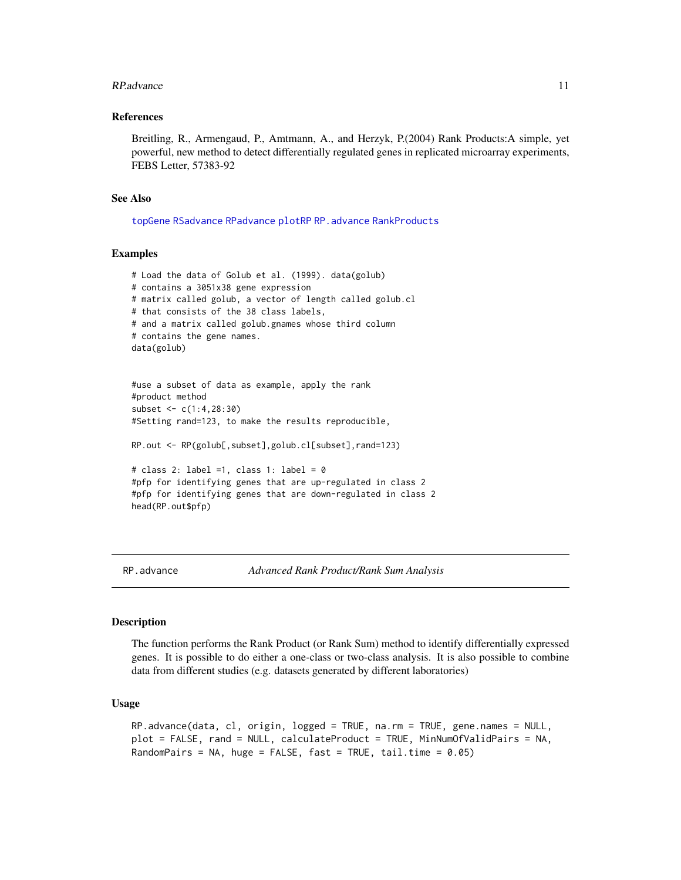### References

Breitling, R., Armengaud, P., Amtmann, A., and Herzyk, P.(2004) Rank Products:A simple, yet powerful, new method to detect differentially regulated genes in replicated microarray experiments, FEBS Letter, 57383-92

### See Also

topGene RSadvance RPadvance plotRP RP.advance RankProducts

### Examples

```
# Load the data of Golub et al. (1999). data(golub)
# contains a 3051x38 gene expression
# matrix called golub, a vector of length called golub.cl
# that consists of the 38 class labels,
# and a matrix called golub.gnames whose third column
# contains the gene names.
data(golub)


#use a subset of data as example, apply the rank
#product method
subset <- c(1:4,28:30)
#Setting rand=123, to make the results reproducible,

RP.out <- RP(golub[,subset],golub.cl[subset],rand=123)

# class 2: label =1, class 1: label = 0
#pfp for identifying genes that are up-regulated in class 2
#pfp for identifying genes that are down-regulated in class 2
head(RP.out$pfp)
```

---

## RP.advance — *Advanced Rank Product/Rank Sum Analysis*

### Description

The function performs the Rank Product (or Rank Sum) method to identify differentially expressed genes. It is possible to do either a one-class or two-class analysis. It is also possible to combine data from different studies (e.g. datasets generated by different laboratories)

### Usage

```
RP.advance(data, cl, origin, logged = TRUE, na.rm = TRUE, gene.names = NULL,
plot = FALSE, rand = NULL, calculateProduct = TRUE, MinNumOfValidPairs = NA,
RandomPairs = NA, huge = FALSE, fast = TRUE, tail.time = 0.05)
```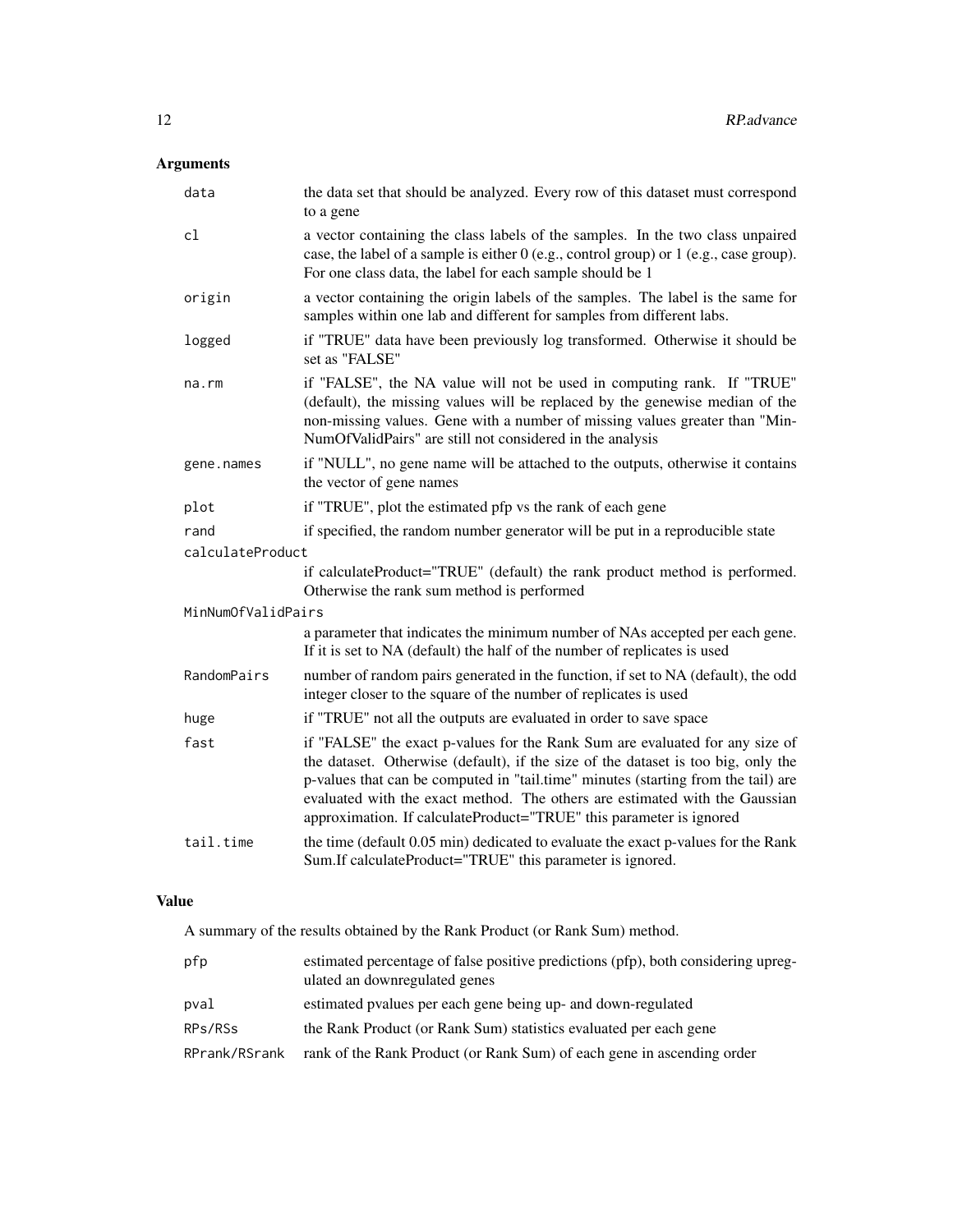## Arguments

| | |
|---|---|
| `data` | the data set that should be analyzed. Every row of this dataset must correspond to a gene |
| `cl` | a vector containing the class labels of the samples. In the two class unpaired case, the label of a sample is either 0 (e.g., control group) or 1 (e.g., case group). For one class data, the label for each sample should be 1 |
| `origin` | a vector containing the origin labels of the samples. The label is the same for samples within one lab and different for samples from different labs. |
| `logged` | if "TRUE" data have been previously log transformed. Otherwise it should be set as "FALSE" |
| `na.rm` | if "FALSE", the NA value will not be used in computing rank. If "TRUE" (default), the missing values will be replaced by the genewise median of the non-missing values. Gene with a number of missing values greater than "MinNumOfValidPairs" are still not considered in the analysis |
| `gene.names` | if "NULL", no gene name will be attached to the outputs, otherwise it contains the vector of gene names |
| `plot` | if "TRUE", plot the estimated pfp vs the rank of each gene |
| `rand` | if specified, the random number generator will be put in a reproducible state |
| `calculateProduct` | if calculateProduct="TRUE" (default) the rank product method is performed. Otherwise the rank sum method is performed |
| `MinNumOfValidPairs` | a parameter that indicates the minimum number of NAs accepted per each gene. If it is set to NA (default) the half of the number of replicates is used |
| `RandomPairs` | number of random pairs generated in the function, if set to NA (default), the odd integer closer to the square of the number of replicates is used |
| `huge` | if "TRUE" not all the outputs are evaluated in order to save space |
| `fast` | if "FALSE" the exact p-values for the Rank Sum are evaluated for any size of the dataset. Otherwise (default), if the size of the dataset is too big, only the p-values that can be computed in "tail.time" minutes (starting from the tail) are evaluated with the exact method. The others are estimated with the Gaussian approximation. If calculateProduct="TRUE" this parameter is ignored |
| `tail.time` | the time (default 0.05 min) dedicated to evaluate the exact p-values for the Rank Sum.If calculateProduct="TRUE" this parameter is ignored. |

## Value

A summary of the results obtained by the Rank Product (or Rank Sum) method.

| | |
|---|---|
| `pfp` | estimated percentage of false positive predictions (pfp), both considering upregulated an downregulated genes |
| `pval` | estimated pvalues per each gene being up- and down-regulated |
| `RPs/RSs` | the Rank Product (or Rank Sum) statistics evaluated per each gene |
| `RPrank/RSrank` | rank of the Rank Product (or Rank Sum) of each gene in ascending order |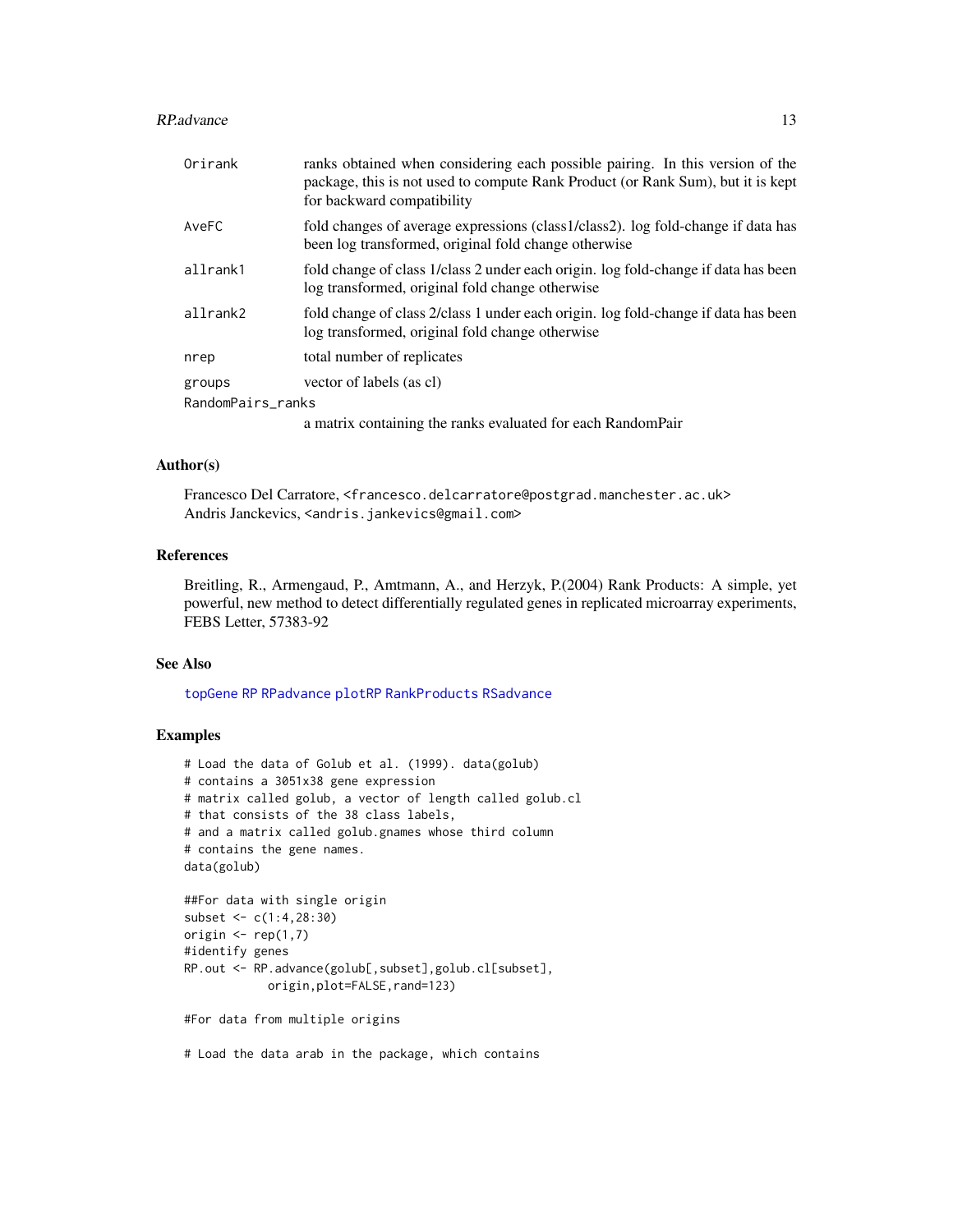| | |
|---|---|
| Orirank | ranks obtained when considering each possible pairing. In this version of the package, this is not used to compute Rank Product (or Rank Sum), but it is kept for backward compatibility |
| AveFC | fold changes of average expressions (class1/class2). log fold-change if data has been log transformed, original fold change otherwise |
| allrank1 | fold change of class 1/class 2 under each origin. log fold-change if data has been log transformed, original fold change otherwise |
| allrank2 | fold change of class 2/class 1 under each origin. log fold-change if data has been log transformed, original fold change otherwise |
| nrep | total number of replicates |
| groups | vector of labels (as cl) |
| RandomPairs_ranks | a matrix containing the ranks evaluated for each RandomPair |

### Author(s)

Francesco Del Carratore, <francesco.delcarratore@postgrad.manchester.ac.uk>
Andris Janckevics, <andris.jankevics@gmail.com>

### References

Breitling, R., Armengaud, P., Amtmann, A., and Herzyk, P.(2004) Rank Products: A simple, yet powerful, new method to detect differentially regulated genes in replicated microarray experiments, FEBS Letter, 57383-92

### See Also

topGene RP RPadvance plotRP RankProducts RSadvance

### Examples

```
# Load the data of Golub et al. (1999). data(golub)
# contains a 3051x38 gene expression
# matrix called golub, a vector of length called golub.cl
# that consists of the 38 class labels,
# and a matrix called golub.gnames whose third column
# contains the gene names.
data(golub)

##For data with single origin
subset <- c(1:4,28:30)
origin <- rep(1,7)
#identify genes
RP.out <- RP.advance(golub[,subset],golub.cl[subset],
            origin,plot=FALSE,rand=123)

#For data from multiple origins

# Load the data arab in the package, which contains
```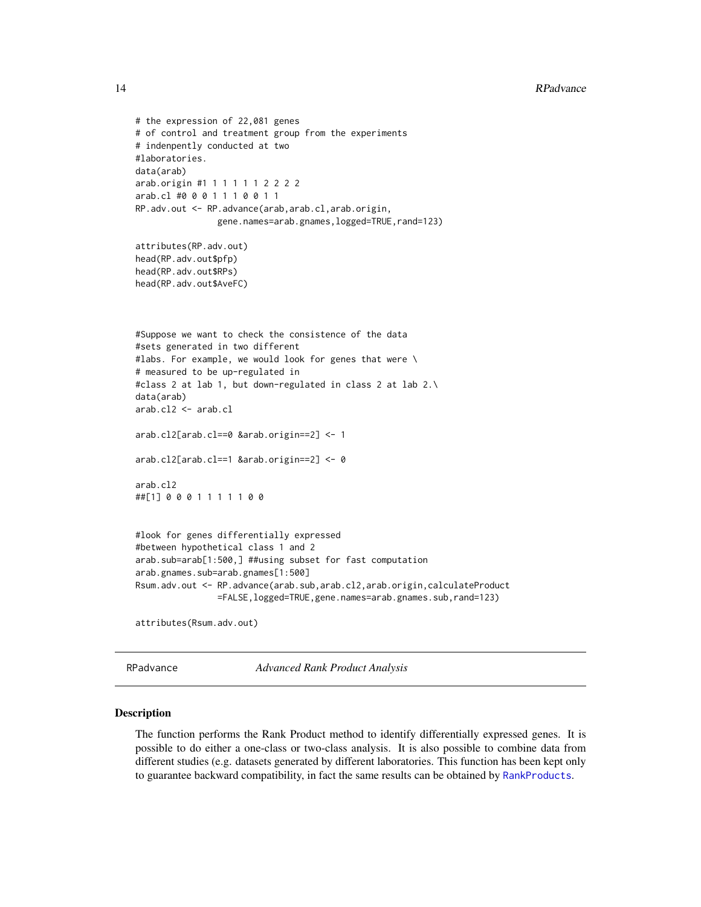```
# the expression of 22,081 genes
# of control and treatment group from the experiments
# indenpently conducted at two
#laboratories.
data(arab)
arab.origin #1 1 1 1 1 1 2 2 2 2
arab.cl #0 0 0 1 1 1 0 0 1 1
RP.adv.out <- RP.advance(arab,arab.cl,arab.origin,
                gene.names=arab.gnames,logged=TRUE,rand=123)

attributes(RP.adv.out)
head(RP.adv.out$pfp)
head(RP.adv.out$RPs)
head(RP.adv.out$AveFC)



#Suppose we want to check the consistence of the data
#sets generated in two different
#labs. For example, we would look for genes that were \
# measured to be up-regulated in
#class 2 at lab 1, but down-regulated in class 2 at lab 2.\
data(arab)
arab.cl2 <- arab.cl

arab.cl2[arab.cl==0 &arab.origin==2] <- 1

arab.cl2[arab.cl==1 &arab.origin==2] <- 0

arab.cl2
##[1] 0 0 0 1 1 1 1 1 0 0


#look for genes differentially expressed
#between hypothetical class 1 and 2
arab.sub=arab[1:500,] ##using subset for fast computation
arab.gnames.sub=arab.gnames[1:500]
Rsum.adv.out <- RP.advance(arab.sub,arab.cl2,arab.origin,calculateProduct
                =FALSE,logged=TRUE,gene.names=arab.gnames.sub,rand=123)

attributes(Rsum.adv.out)
```

---

RPadvance *Advanced Rank Product Analysis*

---

### Description

The function performs the Rank Product method to identify differentially expressed genes. It is possible to do either a one-class or two-class analysis. It is also possible to combine data from different studies (e.g. datasets generated by different laboratories. This function has been kept only to guarantee backward compatibility, in fact the same results can be obtained by `RankProducts`.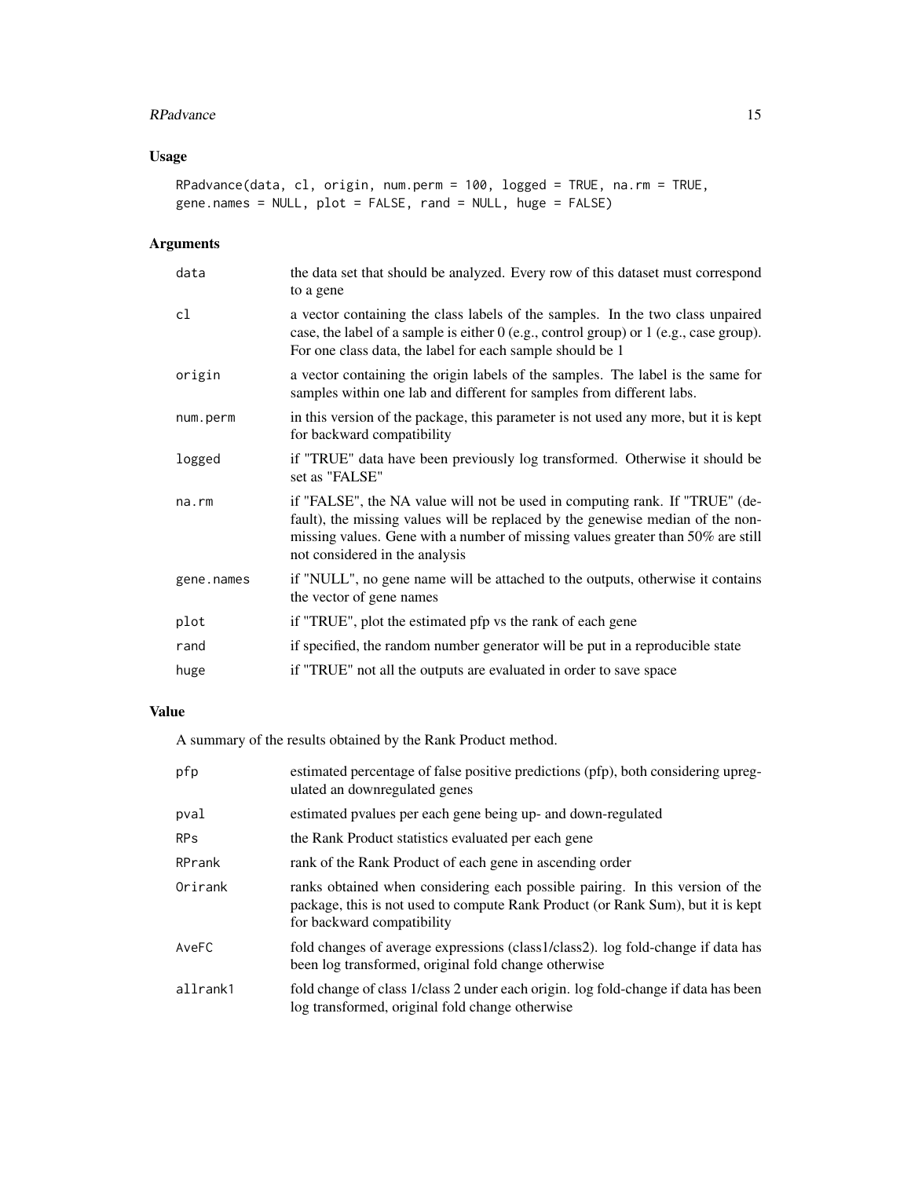## Usage

```
RPadvance(data, cl, origin, num.perm = 100, logged = TRUE, na.rm = TRUE,
gene.names = NULL, plot = FALSE, rand = NULL, huge = FALSE)
```

## Arguments

| | |
|---|---|
| data | the data set that should be analyzed. Every row of this dataset must correspond to a gene |
| cl | a vector containing the class labels of the samples. In the two class unpaired case, the label of a sample is either 0 (e.g., control group) or 1 (e.g., case group). For one class data, the label for each sample should be 1 |
| origin | a vector containing the origin labels of the samples. The label is the same for samples within one lab and different for samples from different labs. |
| num.perm | in this version of the package, this parameter is not used any more, but it is kept for backward compatibility |
| logged | if "TRUE" data have been previously log transformed. Otherwise it should be set as "FALSE" |
| na.rm | if "FALSE", the NA value will not be used in computing rank. If "TRUE" (default), the missing values will be replaced by the genewise median of the non-missing values. Gene with a number of missing values greater than 50% are still not considered in the analysis |
| gene.names | if "NULL", no gene name will be attached to the outputs, otherwise it contains the vector of gene names |
| plot | if "TRUE", plot the estimated pfp vs the rank of each gene |
| rand | if specified, the random number generator will be put in a reproducible state |
| huge | if "TRUE" not all the outputs are evaluated in order to save space |

## Value

A summary of the results obtained by the Rank Product method.

| | |
|---|---|
| pfp | estimated percentage of false positive predictions (pfp), both considering upregulated an downregulated genes |
| pval | estimated pvalues per each gene being up- and down-regulated |
| RPs | the Rank Product statistics evaluated per each gene |
| RPrank | rank of the Rank Product of each gene in ascending order |
| Orirank | ranks obtained when considering each possible pairing. In this version of the package, this is not used to compute Rank Product (or Rank Sum), but it is kept for backward compatibility |
| AveFC | fold changes of average expressions (class1/class2). log fold-change if data has been log transformed, original fold change otherwise |
| allrank1 | fold change of class 1/class 2 under each origin. log fold-change if data has been log transformed, original fold change otherwise |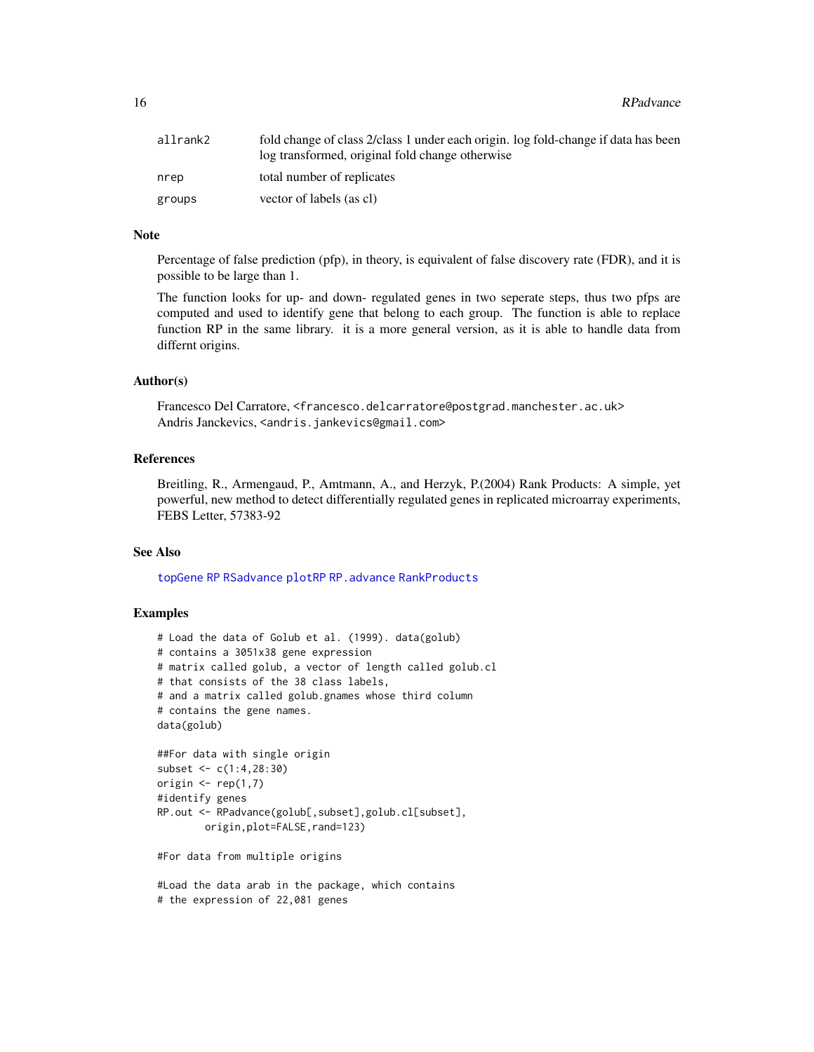| | |
|---|---|
| allrank2 | fold change of class 2/class 1 under each origin. log fold-change if data has been log transformed, original fold change otherwise |
| nrep | total number of replicates |
| groups | vector of labels (as cl) |

### Note

Percentage of false prediction (pfp), in theory, is equivalent of false discovery rate (FDR), and it is possible to be large than 1.

The function looks for up- and down- regulated genes in two seperate steps, thus two pfps are computed and used to identify gene that belong to each group. The function is able to replace function RP in the same library. it is a more general version, as it is able to handle data from differnt origins.

### Author(s)

Francesco Del Carratore, <francesco.delcarratore@postgrad.manchester.ac.uk>
Andris Janckevics, <andris.jankevics@gmail.com>

### References

Breitling, R., Armengaud, P., Amtmann, A., and Herzyk, P.(2004) Rank Products: A simple, yet powerful, new method to detect differentially regulated genes in replicated microarray experiments, FEBS Letter, 57383-92

### See Also

topGene RP RSadvance plotRP RP.advance RankProducts

### Examples

```
# Load the data of Golub et al. (1999). data(golub)
# contains a 3051x38 gene expression
# matrix called golub, a vector of length called golub.cl
# that consists of the 38 class labels,
# and a matrix called golub.gnames whose third column
# contains the gene names.
data(golub)

##For data with single origin
subset <- c(1:4,28:30)
origin <- rep(1,7)
#identify genes
RP.out <- RPadvance(golub[,subset],golub.cl[subset],
        origin,plot=FALSE,rand=123)

#For data from multiple origins

#Load the data arab in the package, which contains
# the expression of 22,081 genes
```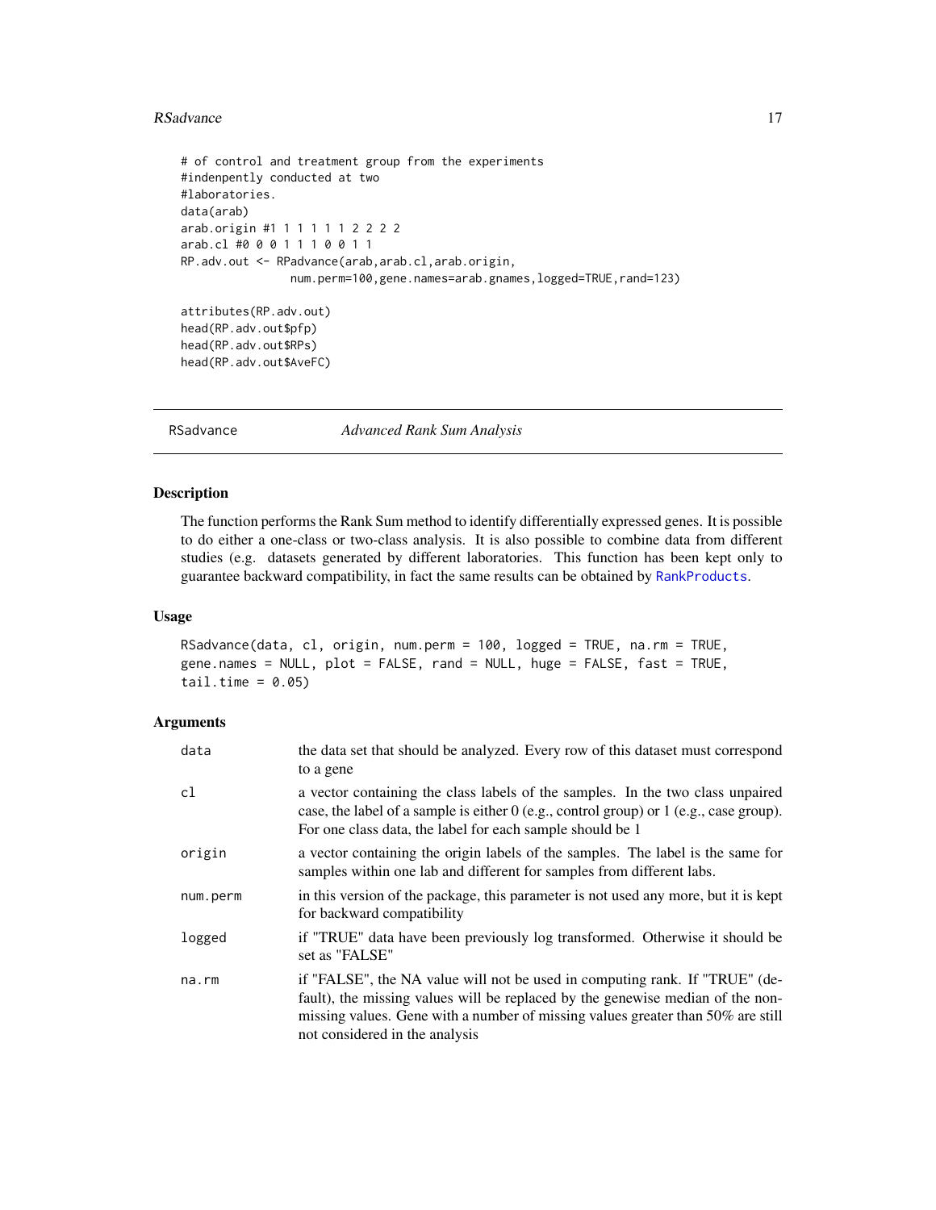```
# of control and treatment group from the experiments
#indenpently conducted at two
#laboratories.
data(arab)
arab.origin #1 1 1 1 1 1 2 2 2 2
arab.cl #0 0 0 1 1 1 0 0 1 1
RP.adv.out <- RPadvance(arab,arab.cl,arab.origin,
              num.perm=100,gene.names=arab.gnames,logged=TRUE,rand=123)

attributes(RP.adv.out)
head(RP.adv.out$pfp)
head(RP.adv.out$RPs)
head(RP.adv.out$AveFC)
```

---

## RSadvance — *Advanced Rank Sum Analysis*

### Description

The function performs the Rank Sum method to identify differentially expressed genes. It is possible to do either a one-class or two-class analysis. It is also possible to combine data from different studies (e.g. datasets generated by different laboratories. This function has been kept only to guarantee backward compatibility, in fact the same results can be obtained by `RankProducts`.

### Usage

```
RSadvance(data, cl, origin, num.perm = 100, logged = TRUE, na.rm = TRUE,
gene.names = NULL, plot = FALSE, rand = NULL, huge = FALSE, fast = TRUE,
tail.time = 0.05)
```

### Arguments

| | |
|---|---|
| data | the data set that should be analyzed. Every row of this dataset must correspond to a gene |
| cl | a vector containing the class labels of the samples. In the two class unpaired case, the label of a sample is either 0 (e.g., control group) or 1 (e.g., case group). For one class data, the label for each sample should be 1 |
| origin | a vector containing the origin labels of the samples. The label is the same for samples within one lab and different for samples from different labs. |
| num.perm | in this version of the package, this parameter is not used any more, but it is kept for backward compatibility |
| logged | if "TRUE" data have been previously log transformed. Otherwise it should be set as "FALSE" |
| na.rm | if "FALSE", the NA value will not be used in computing rank. If "TRUE" (default), the missing values will be replaced by the genewise median of the non-missing values. Gene with a number of missing values greater than 50% are still not considered in the analysis |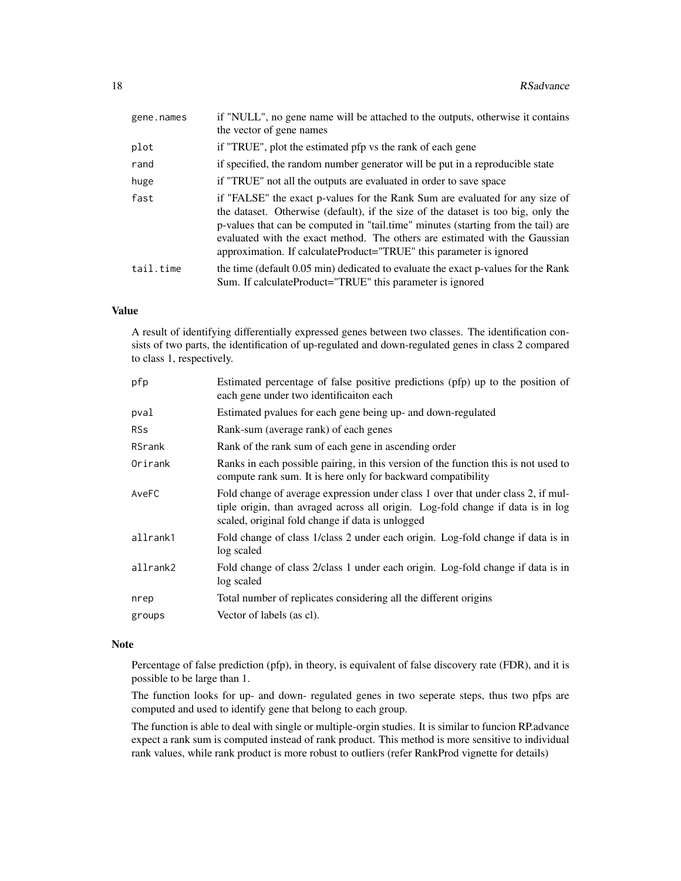| | |
|---|---|
| `gene.names` | if "NULL", no gene name will be attached to the outputs, otherwise it contains the vector of gene names |
| `plot` | if "TRUE", plot the estimated pfp vs the rank of each gene |
| `rand` | if specified, the random number generator will be put in a reproducible state |
| `huge` | if "TRUE" not all the outputs are evaluated in order to save space |
| `fast` | if "FALSE" the exact p-values for the Rank Sum are evaluated for any size of the dataset. Otherwise (default), if the size of the dataset is too big, only the p-values that can be computed in "tail.time" minutes (starting from the tail) are evaluated with the exact method. The others are estimated with the Gaussian approximation. If calculateProduct="TRUE" this parameter is ignored |
| `tail.time` | the time (default 0.05 min) dedicated to evaluate the exact p-values for the Rank Sum. If calculateProduct="TRUE" this parameter is ignored |

## Value

A result of identifying differentially expressed genes between two classes. The identification consists of two parts, the identification of up-regulated and down-regulated genes in class 2 compared to class 1, respectively.

| | |
|---|---|
| `pfp` | Estimated percentage of false positive predictions (pfp) up to the position of each gene under two identificaiton each |
| `pval` | Estimated pvalues for each gene being up- and down-regulated |
| `RSs` | Rank-sum (average rank) of each genes |
| `RSrank` | Rank of the rank sum of each gene in ascending order |
| `Orirank` | Ranks in each possible pairing, in this version of the function this is not used to compute rank sum. It is here only for backward compatibility |
| `AveFC` | Fold change of average expression under class 1 over that under class 2, if multiple origin, than avraged across all origin. Log-fold change if data is in log scaled, original fold change if data is unlogged |
| `allrank1` | Fold change of class 1/class 2 under each origin. Log-fold change if data is in log scaled |
| `allrank2` | Fold change of class 2/class 1 under each origin. Log-fold change if data is in log scaled |
| `nrep` | Total number of replicates considering all the different origins |
| `groups` | Vector of labels (as cl). |

## Note

Percentage of false prediction (pfp), in theory, is equivalent of false discovery rate (FDR), and it is possible to be large than 1.

The function looks for up- and down- regulated genes in two seperate steps, thus two pfps are computed and used to identify gene that belong to each group.

The function is able to deal with single or multiple-orgin studies. It is similar to funcion RP.advance expect a rank sum is computed instead of rank product. This method is more sensitive to individual rank values, while rank product is more robust to outliers (refer RankProd vignette for details)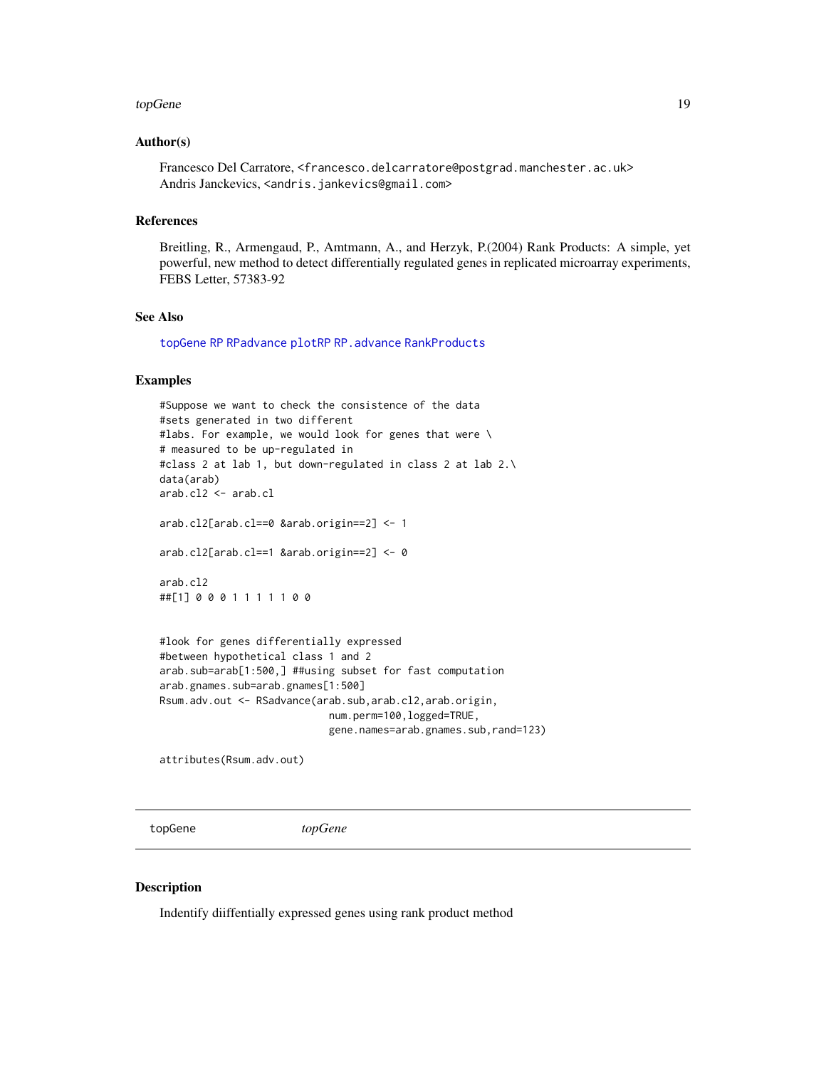### Author(s)

Francesco Del Carratore, <francesco.delcarratore@postgrad.manchester.ac.uk>
Andris Janckevics, <andris.jankevics@gmail.com>

### References

Breitling, R., Armengaud, P., Amtmann, A., and Herzyk, P.(2004) Rank Products: A simple, yet powerful, new method to detect differentially regulated genes in replicated microarray experiments, FEBS Letter, 57383-92

### See Also

topGene RP RPadvance plotRP RP.advance RankProducts

### Examples

```
#Suppose we want to check the consistence of the data
#sets generated in two different
#labs. For example, we would look for genes that were \
# measured to be up-regulated in
#class 2 at lab 1, but down-regulated in class 2 at lab 2.\
data(arab)
arab.cl2 <- arab.cl

arab.cl2[arab.cl==0 &arab.origin==2] <- 1

arab.cl2[arab.cl==1 &arab.origin==2] <- 0

arab.cl2
##[1] 0 0 0 1 1 1 1 1 0 0


#look for genes differentially expressed
#between hypothetical class 1 and 2
arab.sub=arab[1:500,] ##using subset for fast computation
arab.gnames.sub=arab.gnames[1:500]
Rsum.adv.out <- RSadvance(arab.sub,arab.cl2,arab.origin,
                          num.perm=100,logged=TRUE,
                          gene.names=arab.gnames.sub,rand=123)

attributes(Rsum.adv.out)
```

---

## topGene *topGene*

### Description

Indentify diiffentially expressed genes using rank product method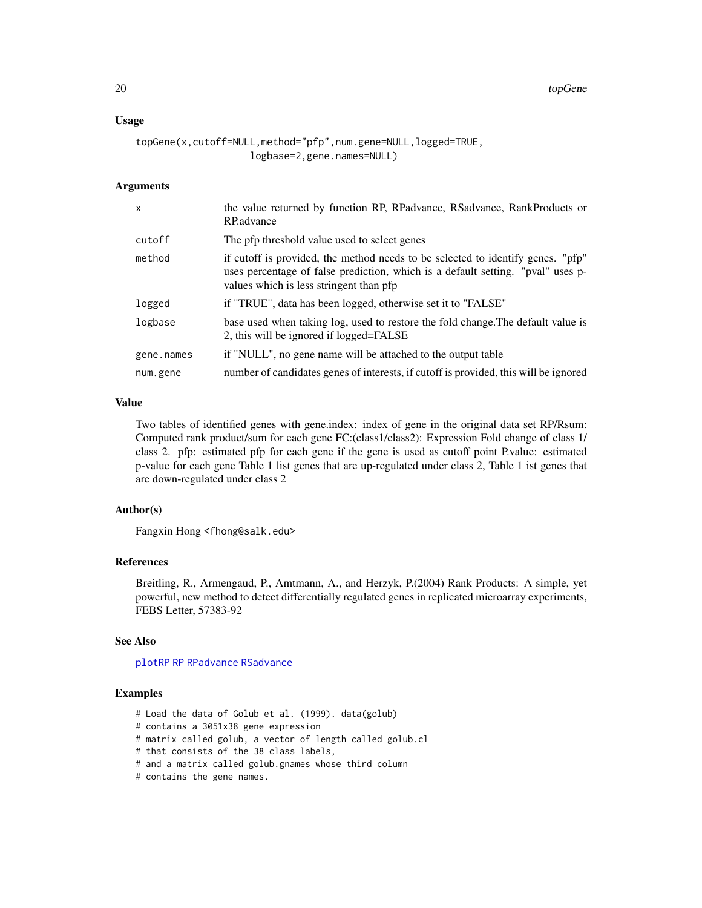### Usage

```
topGene(x,cutoff=NULL,method="pfp",num.gene=NULL,logged=TRUE,
                logbase=2,gene.names=NULL)
```

### Arguments

| | |
|---|---|
| x | the value returned by function RP, RPadvance, RSadvance, RankProducts or RP.advance |
| cutoff | The pfp threshold value used to select genes |
| method | if cutoff is provided, the method needs to be selected to identify genes. "pfp" uses percentage of false prediction, which is a default setting. "pval" uses p-values which is less stringent than pfp |
| logged | if "TRUE", data has been logged, otherwise set it to "FALSE" |
| logbase | base used when taking log, used to restore the fold change.The default value is 2, this will be ignored if logged=FALSE |
| gene.names | if "NULL", no gene name will be attached to the output table |
| num.gene | number of candidates genes of interests, if cutoff is provided, this will be ignored |

### Value

Two tables of identified genes with gene.index: index of gene in the original data set RP/Rsum: Computed rank product/sum for each gene FC:(class1/class2): Expression Fold change of class 1/ class 2. pfp: estimated pfp for each gene if the gene is used as cutoff point P.value: estimated p-value for each gene Table 1 list genes that are up-regulated under class 2, Table 1 ist genes that are down-regulated under class 2

### Author(s)

Fangxin Hong <fhong@salk.edu>

### References

Breitling, R., Armengaud, P., Amtmann, A., and Herzyk, P.(2004) Rank Products: A simple, yet powerful, new method to detect differentially regulated genes in replicated microarray experiments, FEBS Letter, 57383-92

### See Also

plotRP RP RPadvance RSadvance

### Examples

```
# Load the data of Golub et al. (1999). data(golub)
# contains a 3051x38 gene expression
# matrix called golub, a vector of length called golub.cl
# that consists of the 38 class labels,
# and a matrix called golub.gnames whose third column
# contains the gene names.
```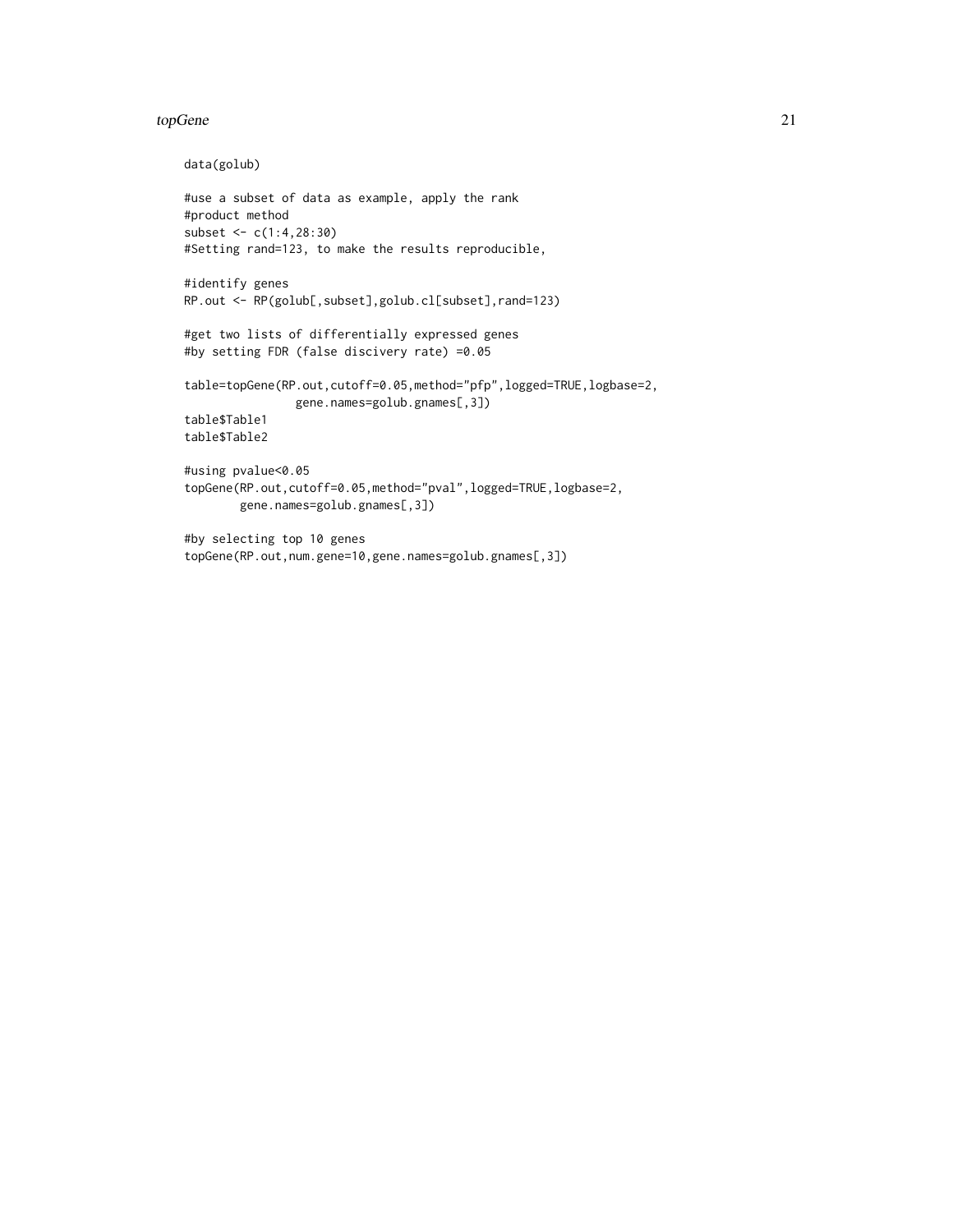```
data(golub)

#use a subset of data as example, apply the rank
#product method
subset <- c(1:4,28:30)
#Setting rand=123, to make the results reproducible,

#identify genes
RP.out <- RP(golub[,subset],golub.cl[subset],rand=123)

#get two lists of differentially expressed genes
#by setting FDR (false discivery rate) =0.05

table=topGene(RP.out,cutoff=0.05,method="pfp",logged=TRUE,logbase=2,
               gene.names=golub.gnames[,3])
table$Table1
table$Table2

#using pvalue<0.05
topGene(RP.out,cutoff=0.05,method="pval",logged=TRUE,logbase=2,
        gene.names=golub.gnames[,3])

#by selecting top 10 genes
topGene(RP.out,num.gene=10,gene.names=golub.gnames[,3])
```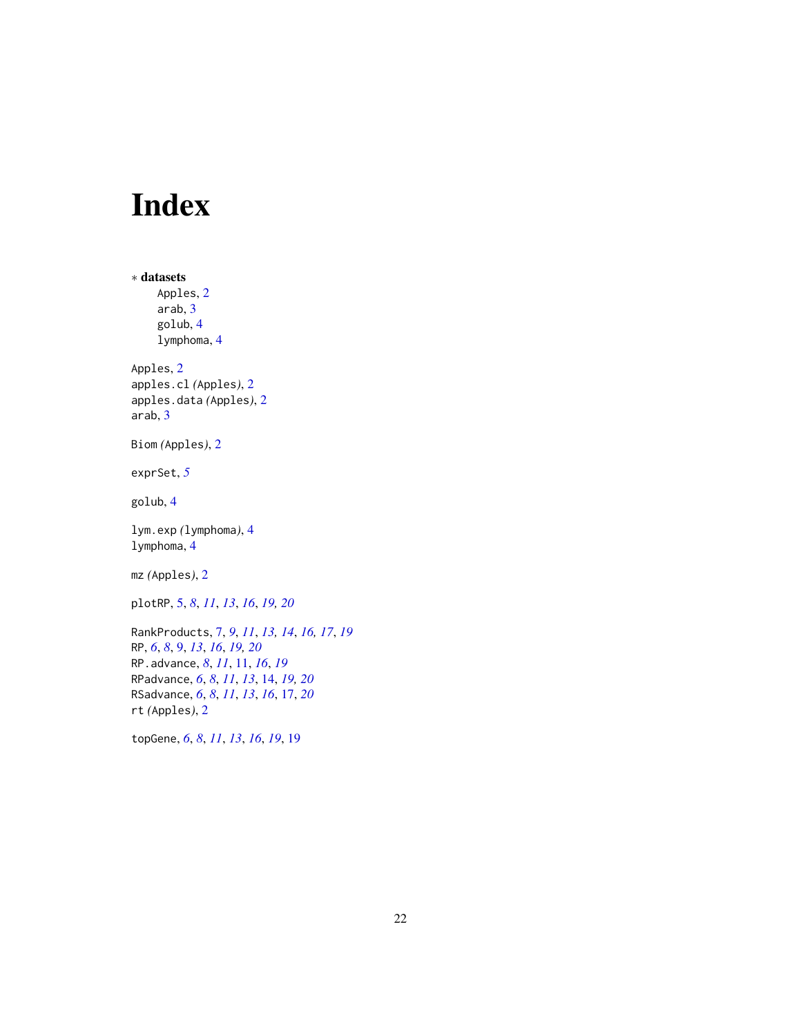# Index

∗ **datasets**
 Apples, 2
 arab, 3
 golub, 4
 lymphoma, 4

Apples, 2
apples.cl *(*Apples*)*, 2
apples.data *(*Apples*)*, 2
arab, 3

Biom *(*Apples*)*, 2

exprSet, *5*

golub, 4

lym.exp *(*lymphoma*)*, 4
lymphoma, 4

mz *(*Apples*)*, 2

plotRP, 5, *8*, *11*, *13*, *16*, *19, 20*

RankProducts, 7, *9*, *11*, *13, 14*, *16, 17*, *19*
RP, *6*, *8*, 9, *13*, *16*, *19, 20*
RP.advance, *8*, *11*, 11, *16*, *19*
RPadvance, *6*, *8*, *11*, *13*, 14, *19, 20*
RSadvance, *6*, *8*, *11*, *13*, *16*, 17, *20*
rt *(*Apples*)*, 2

topGene, *6*, *8*, *11*, *13*, *16*, *19*, 19